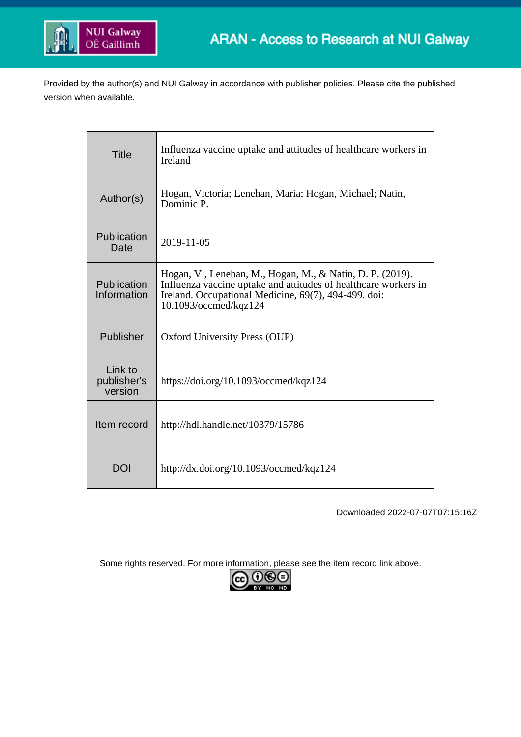ARAN - Access to Research at NUI Galway

Provided by the author(s) and NUI Galway in accordance with publisher policies. Please cite the published version when available.

| Title | Influenza vaccine uptake and attitudes of healthcare workers in Ireland |
|---|---|
| Author(s) | Hogan, Victoria; Lenehan, Maria; Hogan, Michael; Natin, Dominic P. |
| Publication Date | 2019-11-05 |
| Publication Information | Hogan, V., Lenehan, M., Hogan, M., & Natin, D. P. (2019). Influenza vaccine uptake and attitudes of healthcare workers in Ireland. Occupational Medicine, 69(7), 494-499. doi: 10.1093/occmed/kqz124 |
| Publisher | Oxford University Press (OUP) |
| Link to publisher's version | https://doi.org/10.1093/occmed/kqz124 |
| Item record | http://hdl.handle.net/10379/15786 |
| DOI | http://dx.doi.org/10.1093/occmed/kqz124 |

Downloaded 2022-07-07T07:15:16Z

Some rights reserved. For more information, please see the item record link above.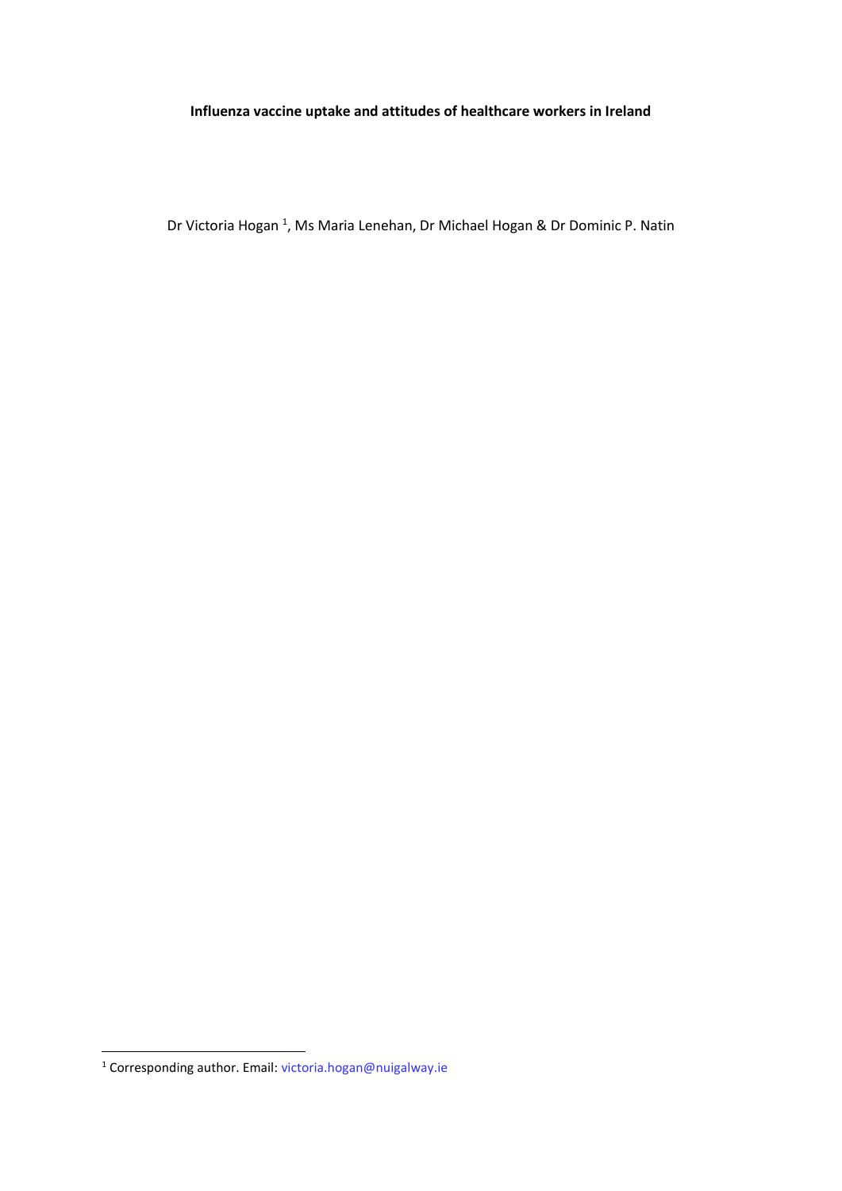**Influenza vaccine uptake and attitudes of healthcare workers in Ireland**

Dr Victoria Hogan [1], Ms Maria Lenehan, Dr Michael Hogan & Dr Dominic P. Natin

---

[1] Corresponding author. Email: victoria.hogan@nuigalway.ie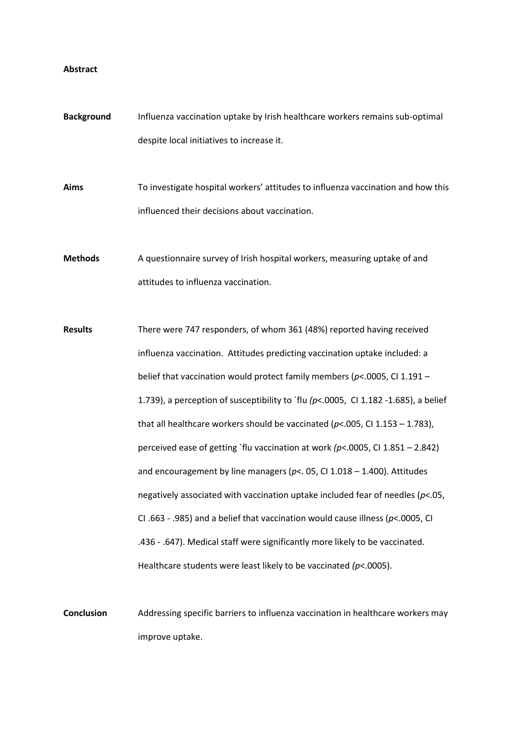**Abstract**

**Background** Influenza vaccination uptake by Irish healthcare workers remains sub-optimal despite local initiatives to increase it.

**Aims** To investigate hospital workers' attitudes to influenza vaccination and how this influenced their decisions about vaccination.

**Methods** A questionnaire survey of Irish hospital workers, measuring uptake of and attitudes to influenza vaccination.

**Results** There were 747 responders, of whom 361 (48%) reported having received influenza vaccination. Attitudes predicting vaccination uptake included: a belief that vaccination would protect family members (*p*<.0005, CI 1.191 – 1.739), a perception of susceptibility to `flu *(p*<.0005, CI 1.182 -1.685), a belief that all healthcare workers should be vaccinated (*p*<.005, CI 1.153 – 1.783), perceived ease of getting `flu vaccination at work *(p*<.0005, CI 1.851 – 2.842) and encouragement by line managers (*p*<. 05, CI 1.018 – 1.400). Attitudes negatively associated with vaccination uptake included fear of needles (*p*<.05, CI .663 - .985) and a belief that vaccination would cause illness (*p*<.0005, CI .436 - .647). Medical staff were significantly more likely to be vaccinated. Healthcare students were least likely to be vaccinated *(p*<.0005).

**Conclusion** Addressing specific barriers to influenza vaccination in healthcare workers may improve uptake.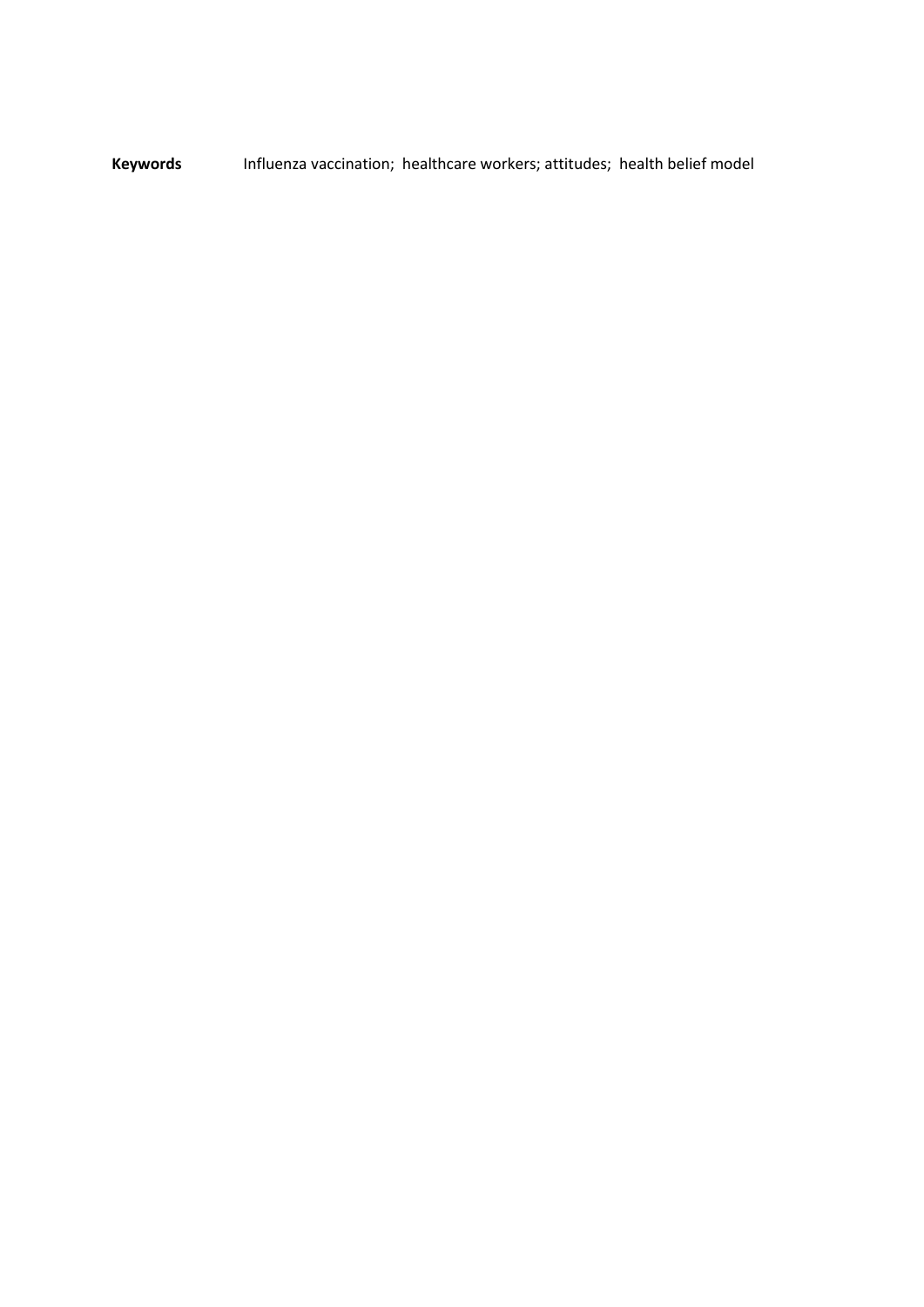**Keywords** Influenza vaccination; healthcare workers; attitudes; health belief model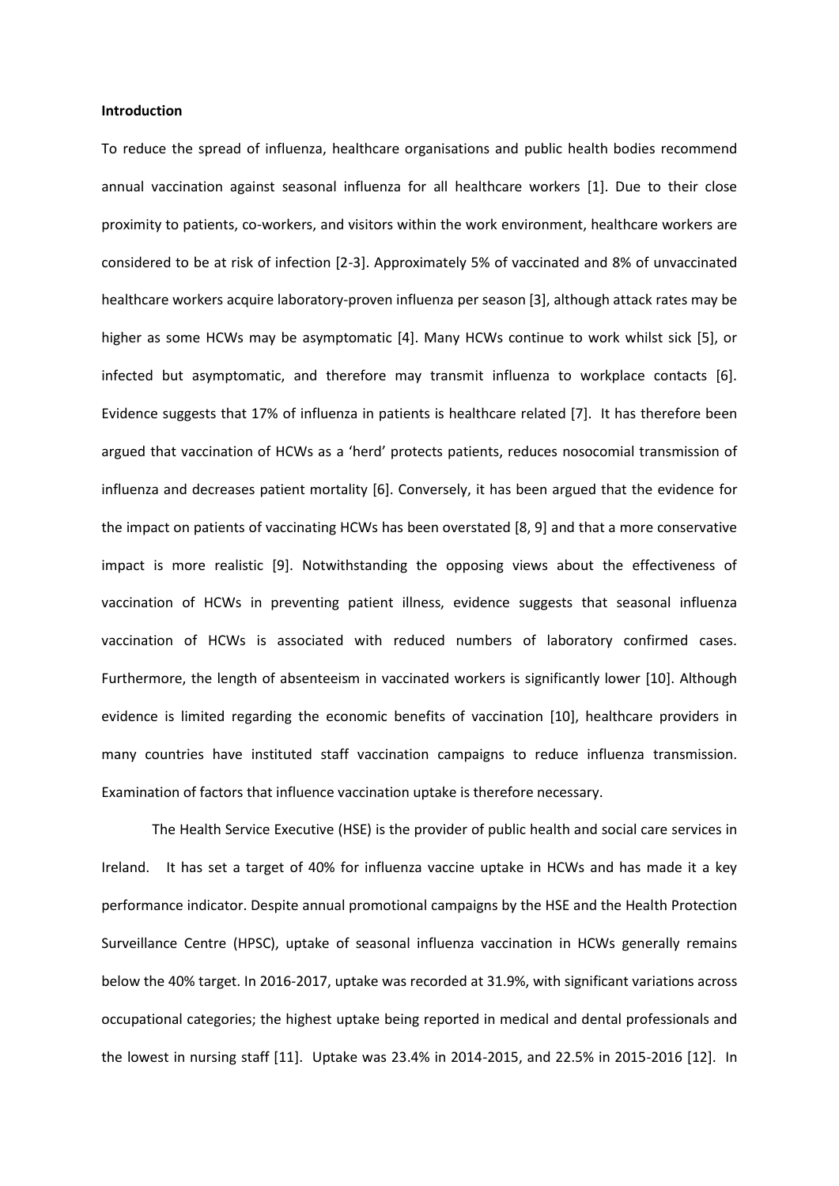**Introduction**

To reduce the spread of influenza, healthcare organisations and public health bodies recommend annual vaccination against seasonal influenza for all healthcare workers [1]. Due to their close proximity to patients, co-workers, and visitors within the work environment, healthcare workers are considered to be at risk of infection [2-3]. Approximately 5% of vaccinated and 8% of unvaccinated healthcare workers acquire laboratory-proven influenza per season [3], although attack rates may be higher as some HCWs may be asymptomatic [4]. Many HCWs continue to work whilst sick [5], or infected but asymptomatic, and therefore may transmit influenza to workplace contacts [6]. Evidence suggests that 17% of influenza in patients is healthcare related [7]. It has therefore been argued that vaccination of HCWs as a 'herd' protects patients, reduces nosocomial transmission of influenza and decreases patient mortality [6]. Conversely, it has been argued that the evidence for the impact on patients of vaccinating HCWs has been overstated [8, 9] and that a more conservative impact is more realistic [9]. Notwithstanding the opposing views about the effectiveness of vaccination of HCWs in preventing patient illness, evidence suggests that seasonal influenza vaccination of HCWs is associated with reduced numbers of laboratory confirmed cases. Furthermore, the length of absenteeism in vaccinated workers is significantly lower [10]. Although evidence is limited regarding the economic benefits of vaccination [10], healthcare providers in many countries have instituted staff vaccination campaigns to reduce influenza transmission. Examination of factors that influence vaccination uptake is therefore necessary.

The Health Service Executive (HSE) is the provider of public health and social care services in Ireland. It has set a target of 40% for influenza vaccine uptake in HCWs and has made it a key performance indicator. Despite annual promotional campaigns by the HSE and the Health Protection Surveillance Centre (HPSC), uptake of seasonal influenza vaccination in HCWs generally remains below the 40% target. In 2016-2017, uptake was recorded at 31.9%, with significant variations across occupational categories; the highest uptake being reported in medical and dental professionals and the lowest in nursing staff [11]. Uptake was 23.4% in 2014-2015, and 22.5% in 2015-2016 [12]. In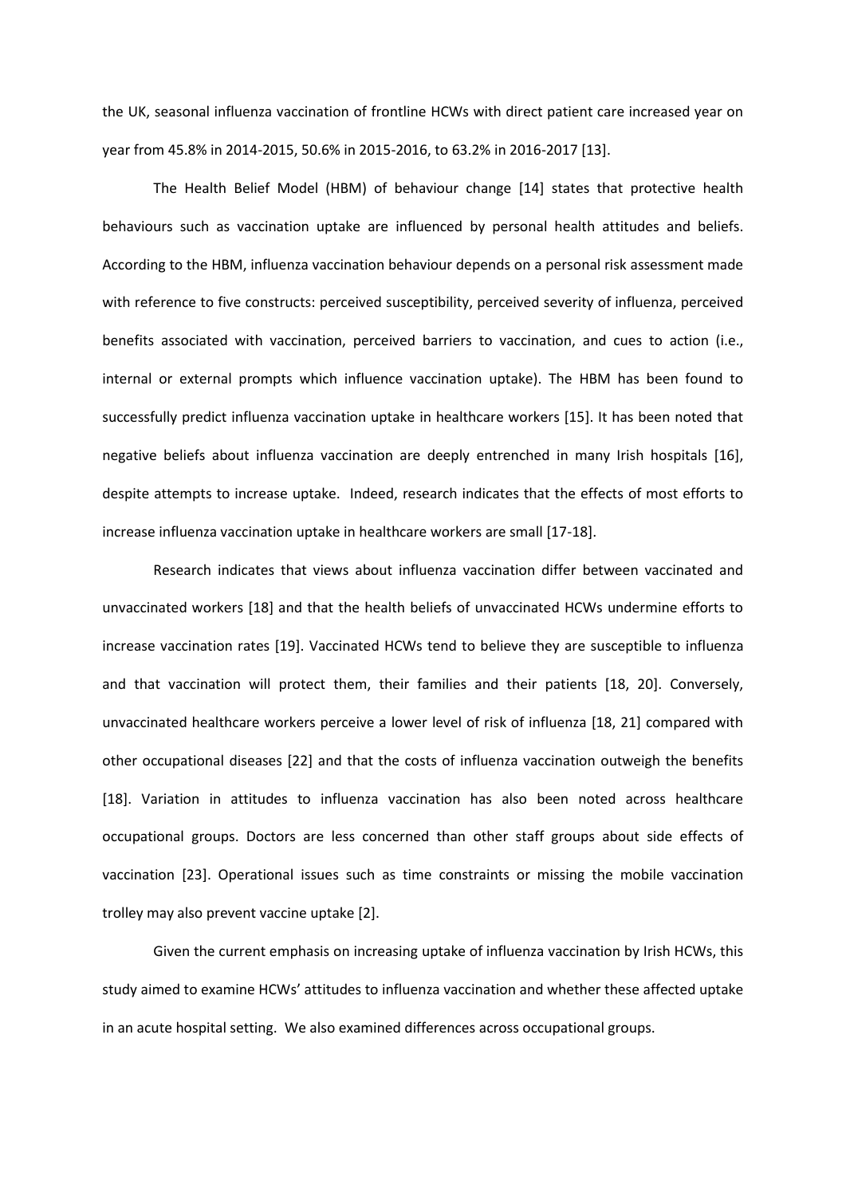the UK, seasonal influenza vaccination of frontline HCWs with direct patient care increased year on year from 45.8% in 2014-2015, 50.6% in 2015-2016, to 63.2% in 2016-2017 [13].

The Health Belief Model (HBM) of behaviour change [14] states that protective health behaviours such as vaccination uptake are influenced by personal health attitudes and beliefs. According to the HBM, influenza vaccination behaviour depends on a personal risk assessment made with reference to five constructs: perceived susceptibility, perceived severity of influenza, perceived benefits associated with vaccination, perceived barriers to vaccination, and cues to action (i.e., internal or external prompts which influence vaccination uptake). The HBM has been found to successfully predict influenza vaccination uptake in healthcare workers [15]. It has been noted that negative beliefs about influenza vaccination are deeply entrenched in many Irish hospitals [16], despite attempts to increase uptake. Indeed, research indicates that the effects of most efforts to increase influenza vaccination uptake in healthcare workers are small [17-18].

Research indicates that views about influenza vaccination differ between vaccinated and unvaccinated workers [18] and that the health beliefs of unvaccinated HCWs undermine efforts to increase vaccination rates [19]. Vaccinated HCWs tend to believe they are susceptible to influenza and that vaccination will protect them, their families and their patients [18, 20]. Conversely, unvaccinated healthcare workers perceive a lower level of risk of influenza [18, 21] compared with other occupational diseases [22] and that the costs of influenza vaccination outweigh the benefits [18]. Variation in attitudes to influenza vaccination has also been noted across healthcare occupational groups. Doctors are less concerned than other staff groups about side effects of vaccination [23]. Operational issues such as time constraints or missing the mobile vaccination trolley may also prevent vaccine uptake [2].

Given the current emphasis on increasing uptake of influenza vaccination by Irish HCWs, this study aimed to examine HCWs' attitudes to influenza vaccination and whether these affected uptake in an acute hospital setting. We also examined differences across occupational groups.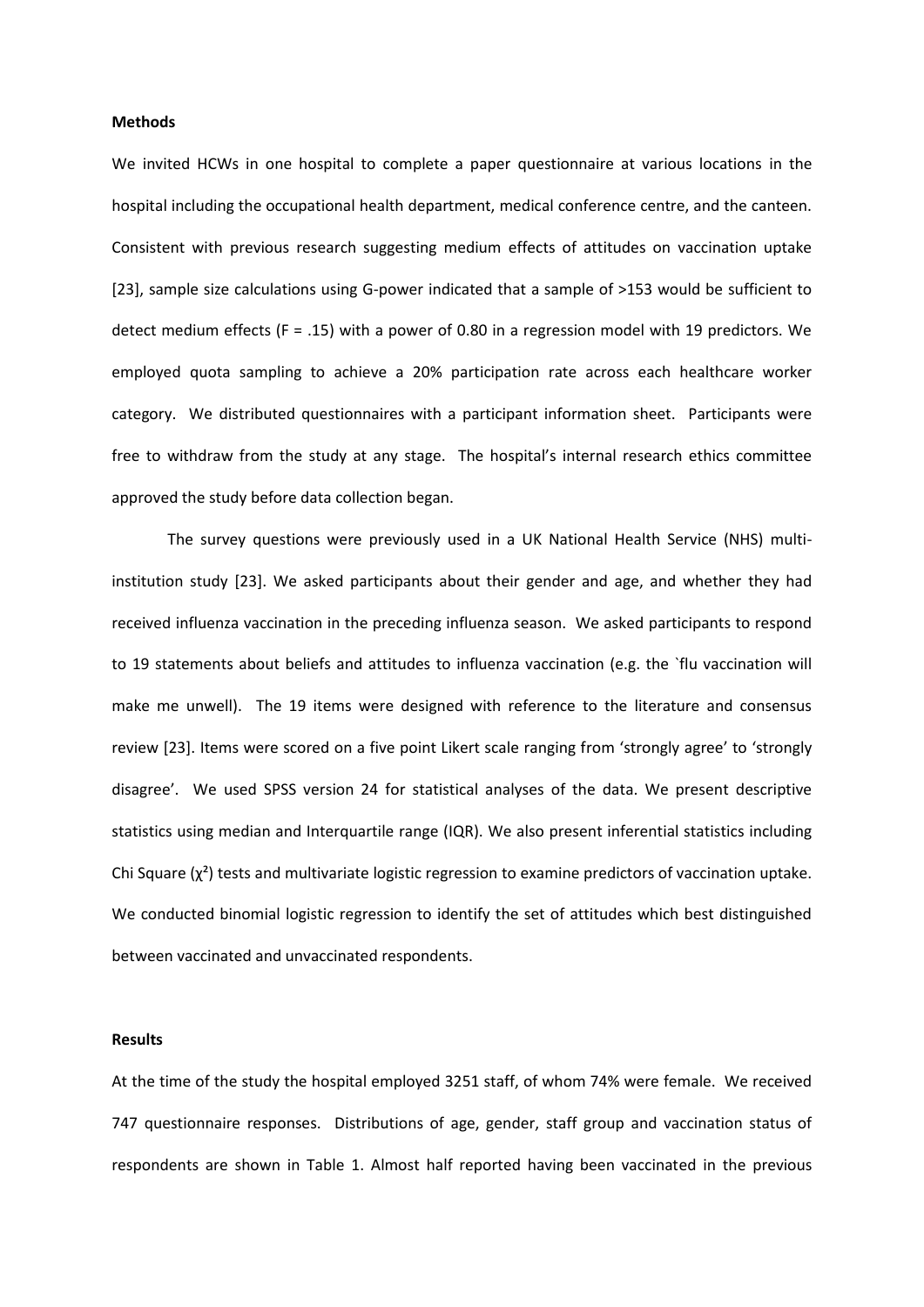**Methods**

We invited HCWs in one hospital to complete a paper questionnaire at various locations in the hospital including the occupational health department, medical conference centre, and the canteen. Consistent with previous research suggesting medium effects of attitudes on vaccination uptake [23], sample size calculations using G-power indicated that a sample of >153 would be sufficient to detect medium effects (F = .15) with a power of 0.80 in a regression model with 19 predictors. We employed quota sampling to achieve a 20% participation rate across each healthcare worker category. We distributed questionnaires with a participant information sheet. Participants were free to withdraw from the study at any stage. The hospital's internal research ethics committee approved the study before data collection began.

The survey questions were previously used in a UK National Health Service (NHS) multi-institution study [23]. We asked participants about their gender and age, and whether they had received influenza vaccination in the preceding influenza season. We asked participants to respond to 19 statements about beliefs and attitudes to influenza vaccination (e.g. the `flu vaccination will make me unwell). The 19 items were designed with reference to the literature and consensus review [23]. Items were scored on a five point Likert scale ranging from 'strongly agree' to 'strongly disagree'. We used SPSS version 24 for statistical analyses of the data. We present descriptive statistics using median and Interquartile range (IQR). We also present inferential statistics including Chi Square ($\chi^2$) tests and multivariate logistic regression to examine predictors of vaccination uptake. We conducted binomial logistic regression to identify the set of attitudes which best distinguished between vaccinated and unvaccinated respondents.

**Results**

At the time of the study the hospital employed 3251 staff, of whom 74% were female. We received 747 questionnaire responses. Distributions of age, gender, staff group and vaccination status of respondents are shown in Table 1. Almost half reported having been vaccinated in the previous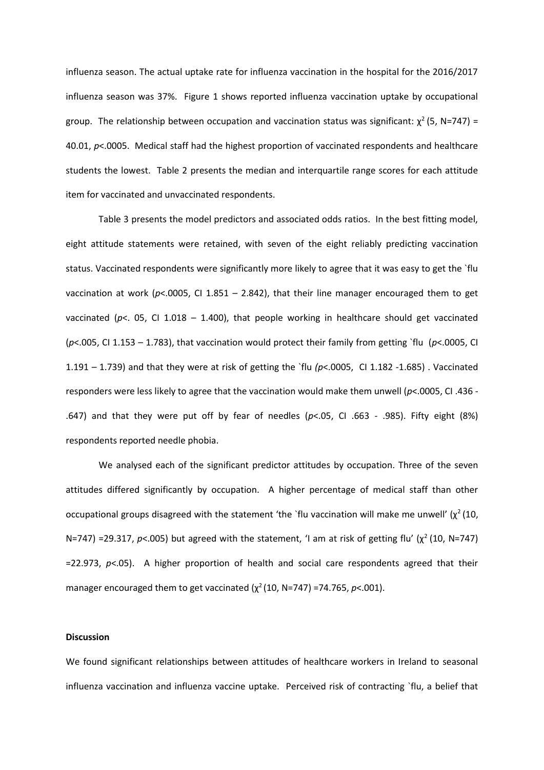influenza season. The actual uptake rate for influenza vaccination in the hospital for the 2016/2017 influenza season was 37%. Figure 1 shows reported influenza vaccination uptake by occupational group. The relationship between occupation and vaccination status was significant: $\chi^2$ (5, N=747) = 40.01, *p*<.0005. Medical staff had the highest proportion of vaccinated respondents and healthcare students the lowest. Table 2 presents the median and interquartile range scores for each attitude item for vaccinated and unvaccinated respondents.

Table 3 presents the model predictors and associated odds ratios. In the best fitting model, eight attitude statements were retained, with seven of the eight reliably predicting vaccination status. Vaccinated respondents were significantly more likely to agree that it was easy to get the `flu vaccination at work (*p*<.0005, CI 1.851 – 2.842), that their line manager encouraged them to get vaccinated (*p*<. 05, CI 1.018 – 1.400), that people working in healthcare should get vaccinated (*p*<.005, CI 1.153 – 1.783), that vaccination would protect their family from getting `flu (*p*<.0005, CI 1.191 – 1.739) and that they were at risk of getting the `flu *(p*<.0005, CI 1.182 -1.685) . Vaccinated responders were less likely to agree that the vaccination would make them unwell (*p*<.0005, CI .436 - .647) and that they were put off by fear of needles (*p*<.05, CI .663 - .985). Fifty eight (8%) respondents reported needle phobia.

We analysed each of the significant predictor attitudes by occupation. Three of the seven attitudes differed significantly by occupation. A higher percentage of medical staff than other occupational groups disagreed with the statement 'the `flu vaccination will make me unwell' ($\chi^2$ (10, N=747) =29.317, *p*<.005) but agreed with the statement, 'I am at risk of getting flu' ($\chi^2$ (10, N=747) =22.973, *p*<.05). A higher proportion of health and social care respondents agreed that their manager encouraged them to get vaccinated ($\chi^2$ (10, N=747) =74.765, *p*<.001).

**Discussion**

We found significant relationships between attitudes of healthcare workers in Ireland to seasonal influenza vaccination and influenza vaccine uptake. Perceived risk of contracting `flu, a belief that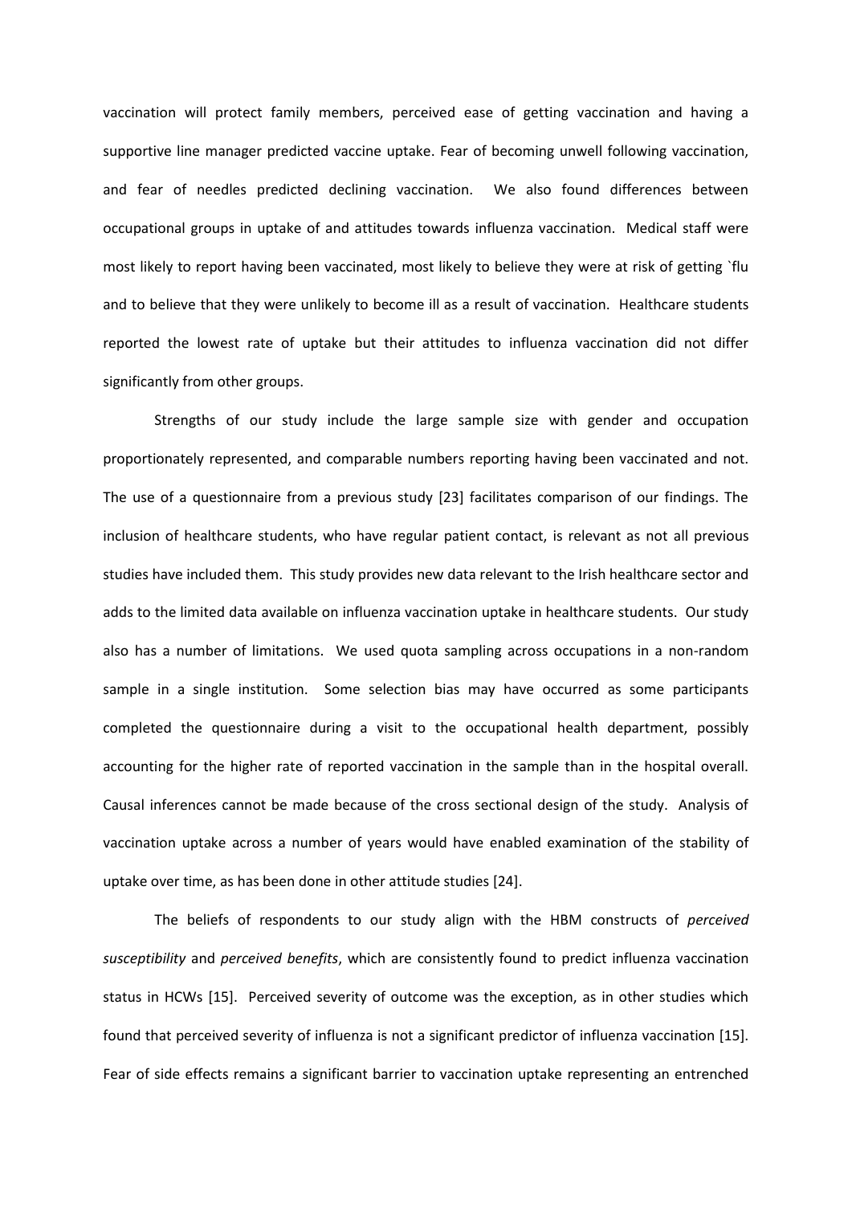vaccination will protect family members, perceived ease of getting vaccination and having a supportive line manager predicted vaccine uptake. Fear of becoming unwell following vaccination, and fear of needles predicted declining vaccination. We also found differences between occupational groups in uptake of and attitudes towards influenza vaccination. Medical staff were most likely to report having been vaccinated, most likely to believe they were at risk of getting `flu and to believe that they were unlikely to become ill as a result of vaccination. Healthcare students reported the lowest rate of uptake but their attitudes to influenza vaccination did not differ significantly from other groups.

Strengths of our study include the large sample size with gender and occupation proportionately represented, and comparable numbers reporting having been vaccinated and not. The use of a questionnaire from a previous study [23] facilitates comparison of our findings. The inclusion of healthcare students, who have regular patient contact, is relevant as not all previous studies have included them. This study provides new data relevant to the Irish healthcare sector and adds to the limited data available on influenza vaccination uptake in healthcare students. Our study also has a number of limitations. We used quota sampling across occupations in a non-random sample in a single institution. Some selection bias may have occurred as some participants completed the questionnaire during a visit to the occupational health department, possibly accounting for the higher rate of reported vaccination in the sample than in the hospital overall. Causal inferences cannot be made because of the cross sectional design of the study. Analysis of vaccination uptake across a number of years would have enabled examination of the stability of uptake over time, as has been done in other attitude studies [24].

The beliefs of respondents to our study align with the HBM constructs of *perceived susceptibility* and *perceived benefits*, which are consistently found to predict influenza vaccination status in HCWs [15]. Perceived severity of outcome was the exception, as in other studies which found that perceived severity of influenza is not a significant predictor of influenza vaccination [15]. Fear of side effects remains a significant barrier to vaccination uptake representing an entrenched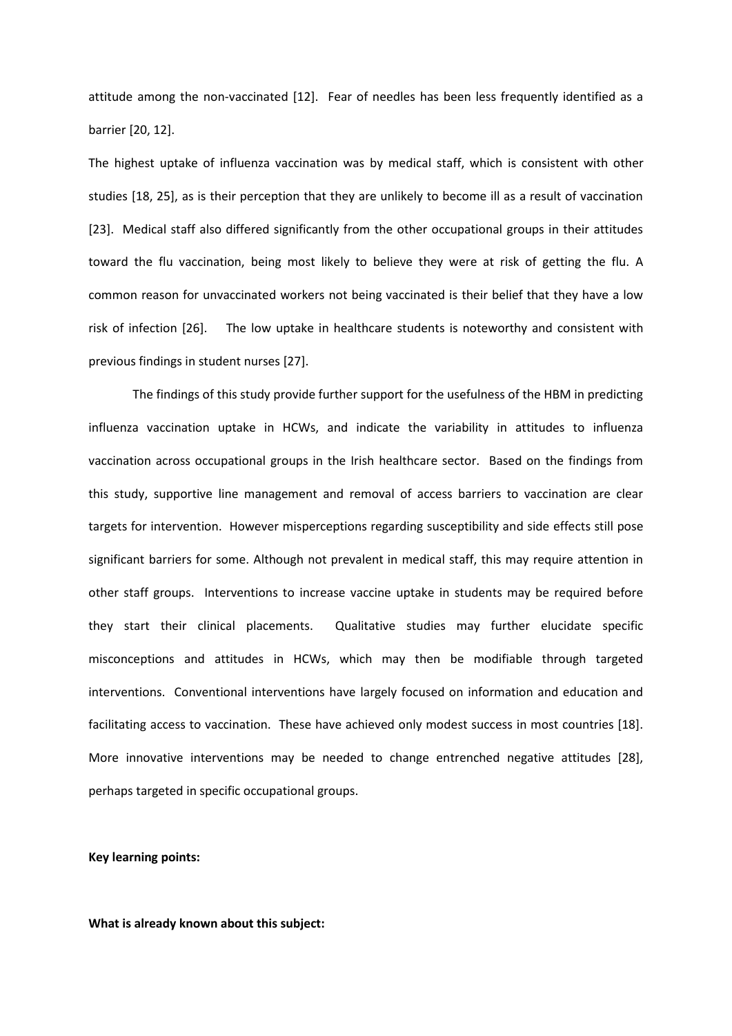attitude among the non-vaccinated [12]. Fear of needles has been less frequently identified as a barrier [20, 12].

The highest uptake of influenza vaccination was by medical staff, which is consistent with other studies [18, 25], as is their perception that they are unlikely to become ill as a result of vaccination [23]. Medical staff also differed significantly from the other occupational groups in their attitudes toward the flu vaccination, being most likely to believe they were at risk of getting the flu. A common reason for unvaccinated workers not being vaccinated is their belief that they have a low risk of infection [26]. The low uptake in healthcare students is noteworthy and consistent with previous findings in student nurses [27].

The findings of this study provide further support for the usefulness of the HBM in predicting influenza vaccination uptake in HCWs, and indicate the variability in attitudes to influenza vaccination across occupational groups in the Irish healthcare sector. Based on the findings from this study, supportive line management and removal of access barriers to vaccination are clear targets for intervention. However misperceptions regarding susceptibility and side effects still pose significant barriers for some. Although not prevalent in medical staff, this may require attention in other staff groups. Interventions to increase vaccine uptake in students may be required before they start their clinical placements. Qualitative studies may further elucidate specific misconceptions and attitudes in HCWs, which may then be modifiable through targeted interventions. Conventional interventions have largely focused on information and education and facilitating access to vaccination. These have achieved only modest success in most countries [18]. More innovative interventions may be needed to change entrenched negative attitudes [28], perhaps targeted in specific occupational groups.

**Key learning points:**

**What is already known about this subject:**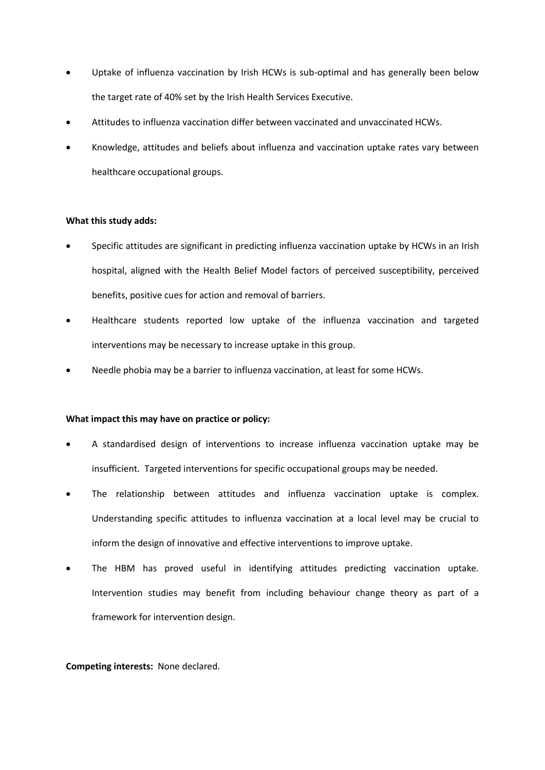- Uptake of influenza vaccination by Irish HCWs is sub-optimal and has generally been below the target rate of 40% set by the Irish Health Services Executive.
- Attitudes to influenza vaccination differ between vaccinated and unvaccinated HCWs.
- Knowledge, attitudes and beliefs about influenza and vaccination uptake rates vary between healthcare occupational groups.

**What this study adds:**

- Specific attitudes are significant in predicting influenza vaccination uptake by HCWs in an Irish hospital, aligned with the Health Belief Model factors of perceived susceptibility, perceived benefits, positive cues for action and removal of barriers.
- Healthcare students reported low uptake of the influenza vaccination and targeted interventions may be necessary to increase uptake in this group.
- Needle phobia may be a barrier to influenza vaccination, at least for some HCWs.

**What impact this may have on practice or policy:**

- A standardised design of interventions to increase influenza vaccination uptake may be insufficient. Targeted interventions for specific occupational groups may be needed.
- The relationship between attitudes and influenza vaccination uptake is complex. Understanding specific attitudes to influenza vaccination at a local level may be crucial to inform the design of innovative and effective interventions to improve uptake.
- The HBM has proved useful in identifying attitudes predicting vaccination uptake. Intervention studies may benefit from including behaviour change theory as part of a framework for intervention design.

**Competing interests:** None declared.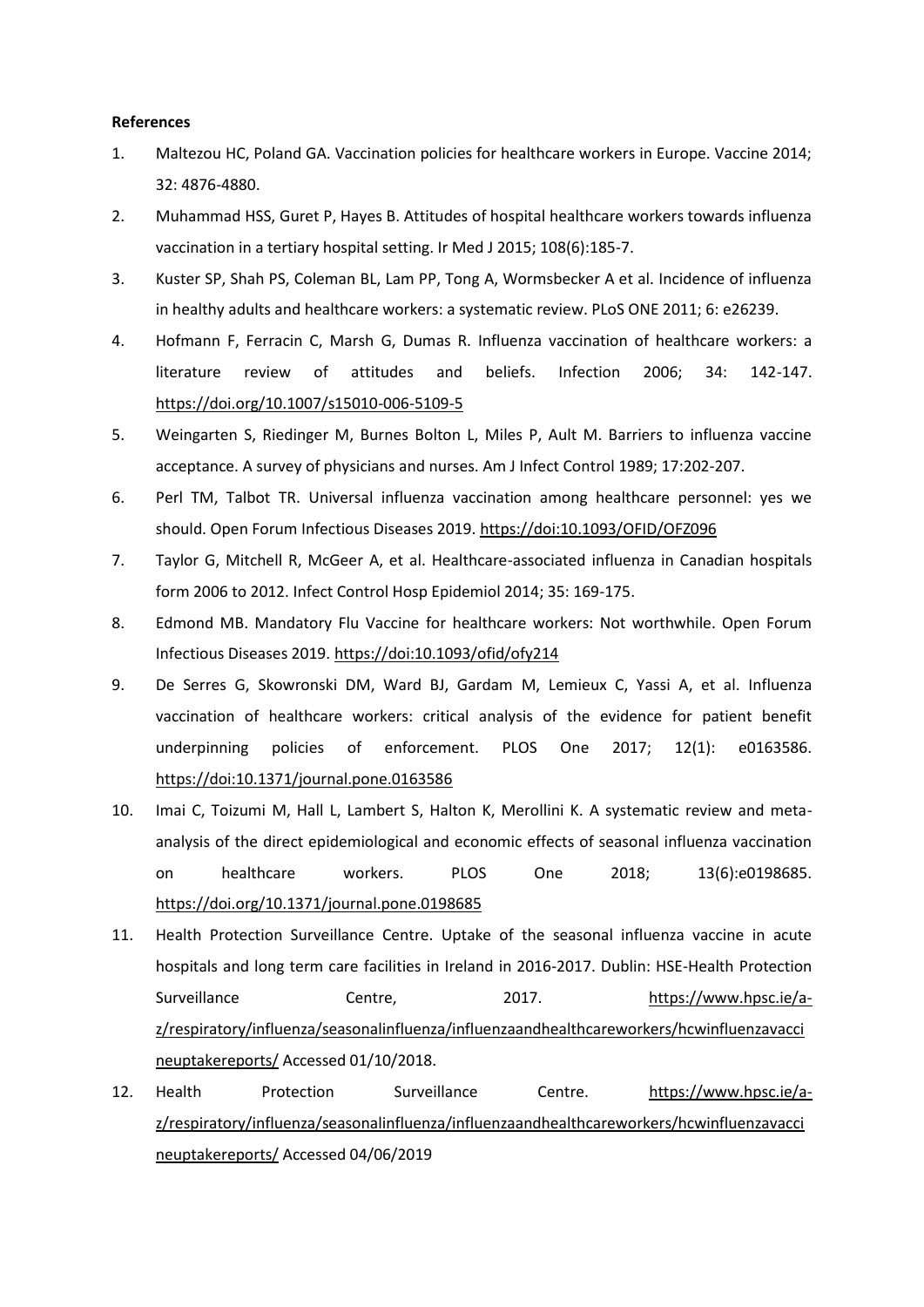**References**

1. Maltezou HC, Poland GA. Vaccination policies for healthcare workers in Europe. Vaccine 2014; 32: 4876-4880.
2. Muhammad HSS, Guret P, Hayes B. Attitudes of hospital healthcare workers towards influenza vaccination in a tertiary hospital setting. Ir Med J 2015; 108(6):185-7.
3. Kuster SP, Shah PS, Coleman BL, Lam PP, Tong A, Wormsbecker A et al. Incidence of influenza in healthy adults and healthcare workers: a systematic review. PLoS ONE 2011; 6: e26239.
4. Hofmann F, Ferracin C, Marsh G, Dumas R. Influenza vaccination of healthcare workers: a literature review of attitudes and beliefs. Infection 2006; 34: 142-147. https://doi.org/10.1007/s15010-006-5109-5
5. Weingarten S, Riedinger M, Burnes Bolton L, Miles P, Ault M. Barriers to influenza vaccine acceptance. A survey of physicians and nurses. Am J Infect Control 1989; 17:202-207.
6. Perl TM, Talbot TR. Universal influenza vaccination among healthcare personnel: yes we should. Open Forum Infectious Diseases 2019. https://doi:10.1093/OFID/OFZ096
7. Taylor G, Mitchell R, McGeer A, et al. Healthcare-associated influenza in Canadian hospitals form 2006 to 2012. Infect Control Hosp Epidemiol 2014; 35: 169-175.
8. Edmond MB. Mandatory Flu Vaccine for healthcare workers: Not worthwhile. Open Forum Infectious Diseases 2019. https://doi:10.1093/ofid/ofy214
9. De Serres G, Skowronski DM, Ward BJ, Gardam M, Lemieux C, Yassi A, et al. Influenza vaccination of healthcare workers: critical analysis of the evidence for patient benefit underpinning policies of enforcement. PLOS One 2017; 12(1): e0163586. https://doi:10.1371/journal.pone.0163586
10. Imai C, Toizumi M, Hall L, Lambert S, Halton K, Merollini K. A systematic review and meta-analysis of the direct epidemiological and economic effects of seasonal influenza vaccination on healthcare workers. PLOS One 2018; 13(6):e0198685. https://doi.org/10.1371/journal.pone.0198685
11. Health Protection Surveillance Centre. Uptake of the seasonal influenza vaccine in acute hospitals and long term care facilities in Ireland in 2016-2017. Dublin: HSE-Health Protection Surveillance Centre, 2017. https://www.hpsc.ie/a-z/respiratory/influenza/seasonalinfluenza/influenzaandhealthcareworkers/hcwinfluenzavaccineuptakereports/ Accessed 01/10/2018.
12. Health Protection Surveillance Centre. https://www.hpsc.ie/a-z/respiratory/influenza/seasonalinfluenza/influenzaandhealthcareworkers/hcwinfluenzavaccineuptakereports/ Accessed 04/06/2019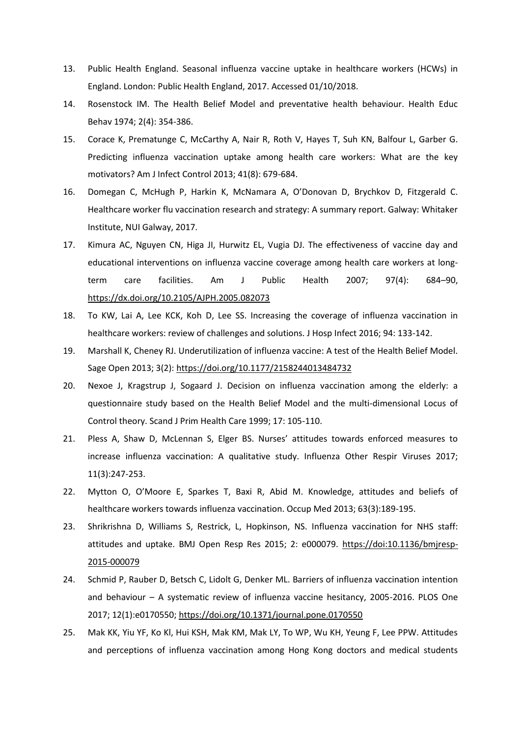13. Public Health England. Seasonal influenza vaccine uptake in healthcare workers (HCWs) in England. London: Public Health England, 2017. Accessed 01/10/2018.
14. Rosenstock IM. The Health Belief Model and preventative health behaviour. Health Educ Behav 1974; 2(4): 354-386.
15. Corace K, Prematunge C, McCarthy A, Nair R, Roth V, Hayes T, Suh KN, Balfour L, Garber G. Predicting influenza vaccination uptake among health care workers: What are the key motivators? Am J Infect Control 2013; 41(8): 679-684.
16. Domegan C, McHugh P, Harkin K, McNamara A, O'Donovan D, Brychkov D, Fitzgerald C. Healthcare worker flu vaccination research and strategy: A summary report. Galway: Whitaker Institute, NUI Galway, 2017.
17. Kimura AC, Nguyen CN, Higa JI, Hurwitz EL, Vugia DJ. The effectiveness of vaccine day and educational interventions on influenza vaccine coverage among health care workers at long-term care facilities. Am J Public Health 2007; 97(4): 684–90, https://dx.doi.org/10.2105/AJPH.2005.082073
18. To KW, Lai A, Lee KCK, Koh D, Lee SS. Increasing the coverage of influenza vaccination in healthcare workers: review of challenges and solutions. J Hosp Infect 2016; 94: 133-142.
19. Marshall K, Cheney RJ. Underutilization of influenza vaccine: A test of the Health Belief Model. Sage Open 2013; 3(2): https://doi.org/10.1177/2158244013484732
20. Nexoe J, Kragstrup J, Sogaard J. Decision on influenza vaccination among the elderly: a questionnaire study based on the Health Belief Model and the multi-dimensional Locus of Control theory. Scand J Prim Health Care 1999; 17: 105-110.
21. Pless A, Shaw D, McLennan S, Elger BS. Nurses' attitudes towards enforced measures to increase influenza vaccination: A qualitative study. Influenza Other Respir Viruses 2017; 11(3):247-253.
22. Mytton O, O'Moore E, Sparkes T, Baxi R, Abid M. Knowledge, attitudes and beliefs of healthcare workers towards influenza vaccination. Occup Med 2013; 63(3):189-195.
23. Shrikrishna D, Williams S, Restrick, L, Hopkinson, NS. Influenza vaccination for NHS staff: attitudes and uptake. BMJ Open Resp Res 2015; 2: e000079. https://doi:10.1136/bmjresp-2015-000079
24. Schmid P, Rauber D, Betsch C, Lidolt G, Denker ML. Barriers of influenza vaccination intention and behaviour – A systematic review of influenza vaccine hesitancy, 2005-2016. PLOS One 2017; 12(1):e0170550; https://doi.org/10.1371/journal.pone.0170550
25. Mak KK, Yiu YF, Ko Kl, Hui KSH, Mak KM, Mak LY, To WP, Wu KH, Yeung F, Lee PPW. Attitudes and perceptions of influenza vaccination among Hong Kong doctors and medical students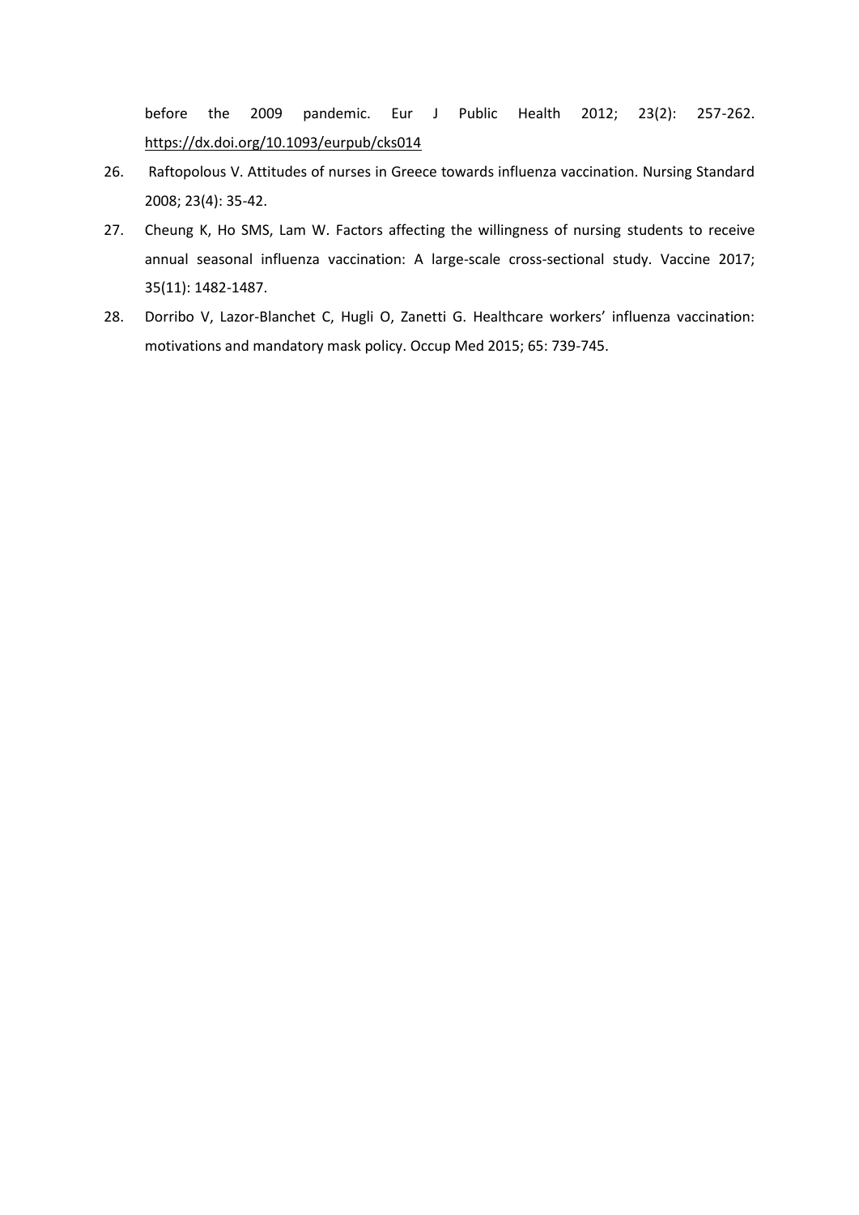before the 2009 pandemic. Eur J Public Health 2012; 23(2): 257-262. https://dx.doi.org/10.1093/eurpub/cks014

26. Raftopolous V. Attitudes of nurses in Greece towards influenza vaccination. Nursing Standard 2008; 23(4): 35-42.
27. Cheung K, Ho SMS, Lam W. Factors affecting the willingness of nursing students to receive annual seasonal influenza vaccination: A large-scale cross-sectional study. Vaccine 2017; 35(11): 1482-1487.
28. Dorribo V, Lazor-Blanchet C, Hugli O, Zanetti G. Healthcare workers' influenza vaccination: motivations and mandatory mask policy. Occup Med 2015; 65: 739-745.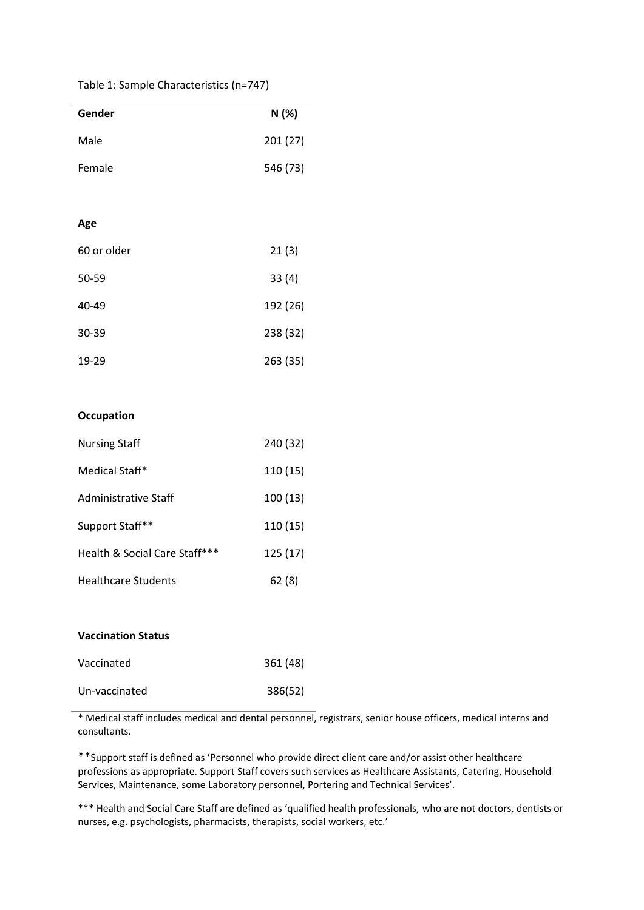Table 1: Sample Characteristics (n=747)

| Gender | N (%) |
|---|---|
| Male | 201 (27) |
| Female | 546 (73) |
| | |
| **Age** | |
| 60 or older | 21 (3) |
| 50-59 | 33 (4) |
| 40-49 | 192 (26) |
| 30-39 | 238 (32) |
| 19-29 | 263 (35) |
| | |
| **Occupation** | |
| Nursing Staff | 240 (32) |
| Medical Staff* | 110 (15) |
| Administrative Staff | 100 (13) |
| Support Staff** | 110 (15) |
| Health & Social Care Staff*** | 125 (17) |
| Healthcare Students | 62 (8) |
| | |
| **Vaccination Status** | |
| Vaccinated | 361 (48) |
| Un-vaccinated | 386(52) |

* Medical staff includes medical and dental personnel, registrars, senior house officers, medical interns and consultants.

**Support staff is defined as 'Personnel who provide direct client care and/or assist other healthcare professions as appropriate. Support Staff covers such services as Healthcare Assistants, Catering, Household Services, Maintenance, some Laboratory personnel, Portering and Technical Services'.

*** Health and Social Care Staff are defined as 'qualified health professionals, who are not doctors, dentists or nurses, e.g. psychologists, pharmacists, therapists, social workers, etc.'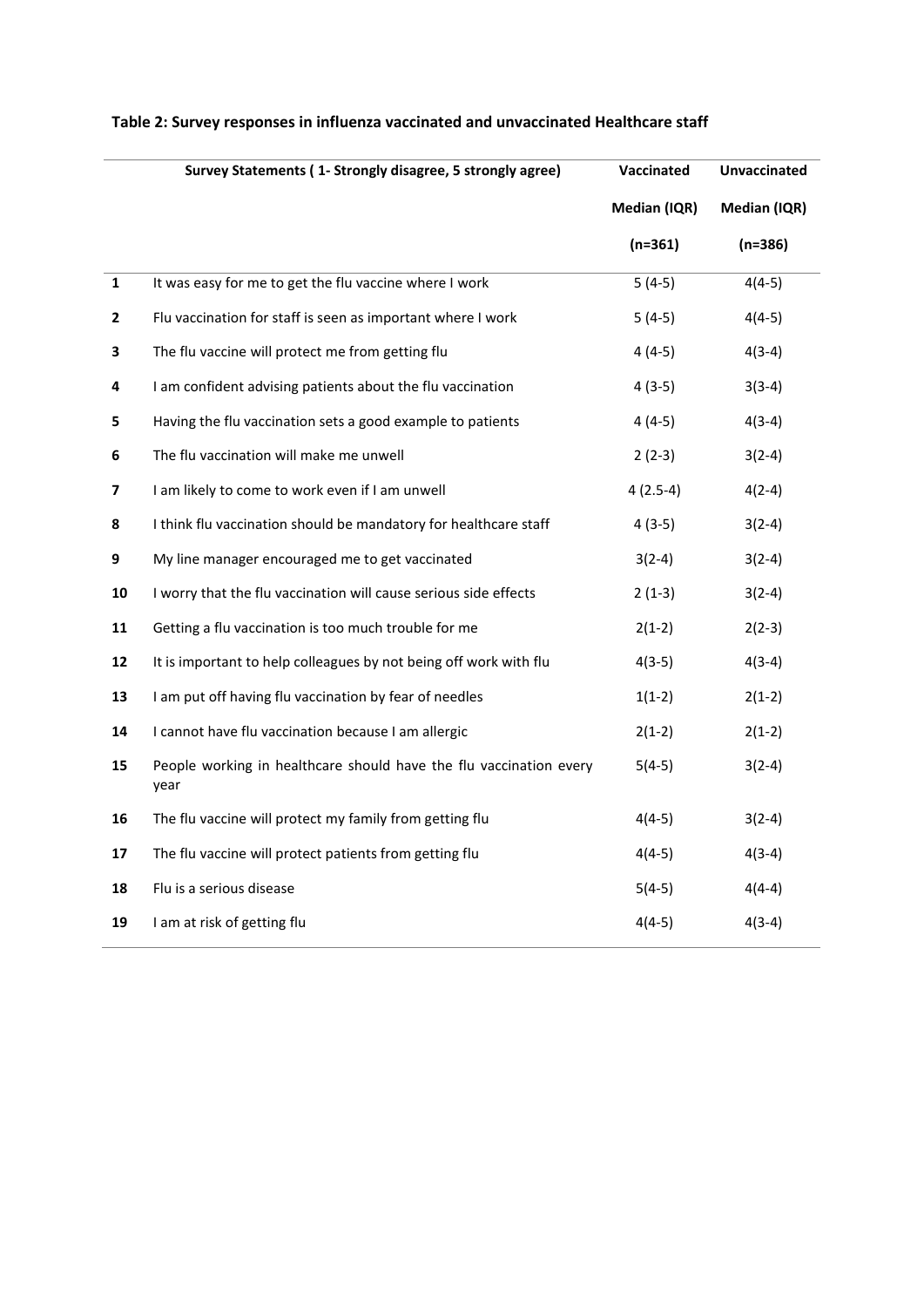**Table 2: Survey responses in influenza vaccinated and unvaccinated Healthcare staff**

| | Survey Statements ( 1- Strongly disagree, 5 strongly agree) | Vaccinated Median (IQR) (n=361) | Unvaccinated Median (IQR) (n=386) |
|---|---|---|---|
| **1** | It was easy for me to get the flu vaccine where I work | 5 (4-5) | 4(4-5) |
| **2** | Flu vaccination for staff is seen as important where I work | 5 (4-5) | 4(4-5) |
| **3** | The flu vaccine will protect me from getting flu | 4 (4-5) | 4(3-4) |
| **4** | I am confident advising patients about the flu vaccination | 4 (3-5) | 3(3-4) |
| **5** | Having the flu vaccination sets a good example to patients | 4 (4-5) | 4(3-4) |
| **6** | The flu vaccination will make me unwell | 2 (2-3) | 3(2-4) |
| **7** | I am likely to come to work even if I am unwell | 4 (2.5-4) | 4(2-4) |
| **8** | I think flu vaccination should be mandatory for healthcare staff | 4 (3-5) | 3(2-4) |
| **9** | My line manager encouraged me to get vaccinated | 3(2-4) | 3(2-4) |
| **10** | I worry that the flu vaccination will cause serious side effects | 2 (1-3) | 3(2-4) |
| **11** | Getting a flu vaccination is too much trouble for me | 2(1-2) | 2(2-3) |
| **12** | It is important to help colleagues by not being off work with flu | 4(3-5) | 4(3-4) |
| **13** | I am put off having flu vaccination by fear of needles | 1(1-2) | 2(1-2) |
| **14** | I cannot have flu vaccination because I am allergic | 2(1-2) | 2(1-2) |
| **15** | People working in healthcare should have the flu vaccination every year | 5(4-5) | 3(2-4) |
| **16** | The flu vaccine will protect my family from getting flu | 4(4-5) | 3(2-4) |
| **17** | The flu vaccine will protect patients from getting flu | 4(4-5) | 4(3-4) |
| **18** | Flu is a serious disease | 5(4-5) | 4(4-4) |
| **19** | I am at risk of getting flu | 4(4-5) | 4(3-4) |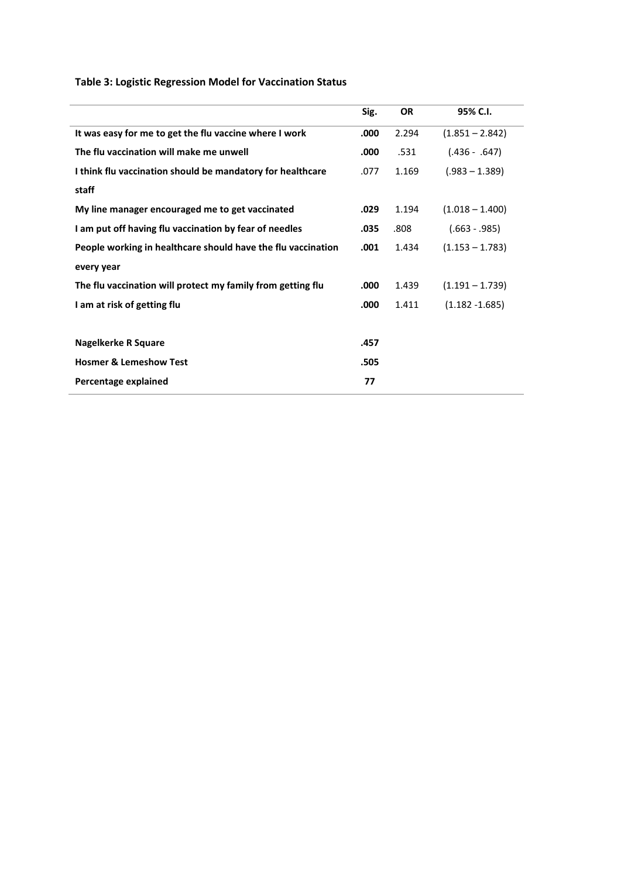**Table 3: Logistic Regression Model for Vaccination Status**

| | Sig. | OR | 95% C.I. |
|---|---|---|---|
| **It was easy for me to get the flu vaccine where I work** | **.000** | 2.294 | (1.851 – 2.842) |
| **The flu vaccination will make me unwell** | **.000** | .531 | (.436 - .647) |
| **I think flu vaccination should be mandatory for healthcare staff** | .077 | 1.169 | (.983 – 1.389) |
| **My line manager encouraged me to get vaccinated** | **.029** | 1.194 | (1.018 – 1.400) |
| **I am put off having flu vaccination by fear of needles** | **.035** | .808 | (.663 - .985) |
| **People working in healthcare should have the flu vaccination every year** | **.001** | 1.434 | (1.153 – 1.783) |
| **The flu vaccination will protect my family from getting flu** | **.000** | 1.439 | (1.191 – 1.739) |
| **I am at risk of getting flu** | **.000** | 1.411 | (1.182 -1.685) |
| | | | |
| **Nagelkerke R Square** | **.457** | | |
| **Hosmer & Lemeshow Test** | **.505** | | |
| **Percentage explained** | **77** | | |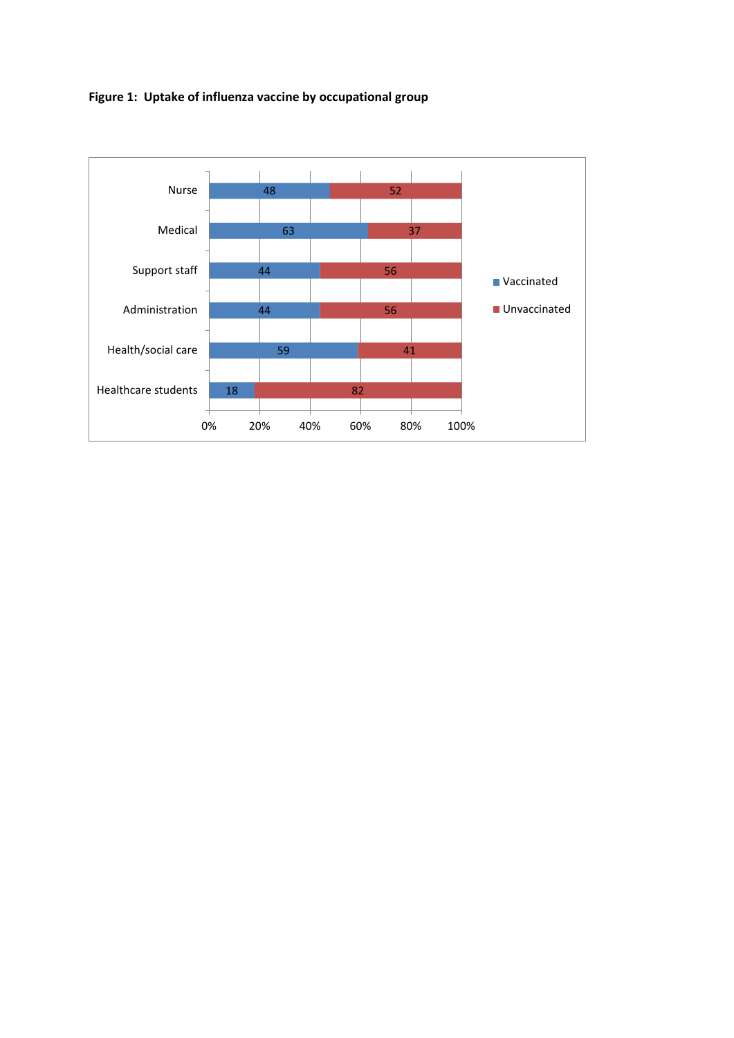**Figure 1: Uptake of influenza vaccine by occupational group**

Nurse
48
52

Medical
63
37

Support staff
44
56

Administration
44
56

Health/social care
59
41

Healthcare students
18
82

0%
20%
40%
60%
80%
100%

Vaccinated
Unvaccinated